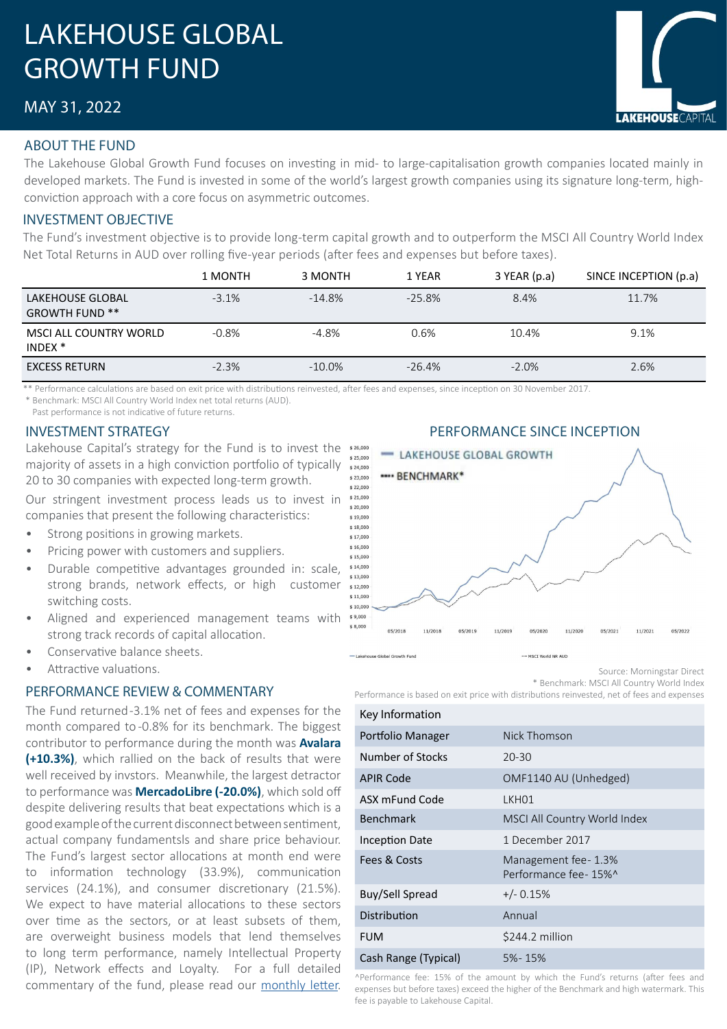# LAKEHOUSE GLOBAL GROWTH FUND

MAY 31, 2022

## ABOUT THE FUND

The Lakehouse Global Growth Fund focuses on investing in mid- to large-capitalisation growth companies located mainly in developed markets. The Fund is invested in some of the world's largest growth companies using its signature long-term, high-conviction approach with a core focus on asymmetric outcomes.

## INVESTMENT OBJECTIVE

The Fund's investment objective is to provide long-term capital growth and to outperform the MSCI All Country World Index Net Total Returns in AUD over rolling five-year periods (after fees and expenses but before taxes).

| | 1 MONTH | 3 MONTH | 1 YEAR | 3 YEAR (p.a) | SINCE INCEPTION (p.a) |
|---|---|---|---|---|---|
| LAKEHOUSE GLOBAL GROWTH FUND ** | -3.1% | -14.8% | -25.8% | 8.4% | 11.7% |
| MSCI ALL COUNTRY WORLD INDEX * | -0.8% | -4.8% | 0.6% | 10.4% | 9.1% |
| EXCESS RETURN | -2.3% | -10.0% | -26.4% | -2.0% | 2.6% |

** Performance calculations are based on exit price with distributions reinvested, after fees and expenses, since inception on 30 November 2017.
* Benchmark: MSCI All Country World Index net total returns (AUD).
Past performance is not indicative of future returns.

## INVESTMENT STRATEGY

Lakehouse Capital's strategy for the Fund is to invest the majority of assets in a high conviction portfolio of typically 20 to 30 companies with expected long-term growth.

Our stringent investment process leads us to invest in companies that present the following characteristics:

- Strong positions in growing markets.
- Pricing power with customers and suppliers.
- Durable competitive advantages grounded in: scale, strong brands, network effects, or high customer switching costs.
- Aligned and experienced management teams with strong track records of capital allocation.
- Conservative balance sheets.
- Attractive valuations.

## PERFORMANCE REVIEW & COMMENTARY

The Fund returned -3.1% net of fees and expenses for the month compared to -0.8% for its benchmark. The biggest contributor to performance during the month was **Avalara (+10.3%)**, which rallied on the back of results that were well received by invstors. Meanwhile, the largest detractor to performance was **MercadoLibre (-20.0%)**, which sold off despite delivering results that beat expectations which is a good example of the current disconnect between sentiment, actual company fundamentsls and share price behaviour. The Fund's largest sector allocations at month end were to information technology (33.9%), communication services (24.1%), and consumer discretionary (21.5%). We expect to have material allocations to these sectors over time as the sectors, or at least subsets of them, are overweight business models that lend themselves to long term performance, namely Intellectual Property (IP), Network effects and Loyalty. For a full detailed commentary of the fund, please read our monthly letter.

## PERFORMANCE SINCE INCEPTION

Source: Morningstar Direct
* Benchmark: MSCI All Country World Index
Performance is based on exit price with distributions reinvested, net of fees and expenses

| Key Information | |
|---|---|
| Portfolio Manager | Nick Thomson |
| Number of Stocks | 20-30 |
| APIR Code | OMF1140 AU (Unhedged) |
| ASX mFund Code | LKH01 |
| Benchmark | MSCI All Country World Index |
| Inception Date | 1 December 2017 |
| Fees & Costs | Management fee - 1.3%<br>Performance fee - 15%^ |
| Buy/Sell Spread | +/- 0.15% |
| Distribution | Annual |
| FUM | $244.2 million |
| Cash Range (Typical) | 5% - 15% |

^Performance fee: 15% of the amount by which the Fund's returns (after fees and expenses but before taxes) exceed the higher of the Benchmark and high watermark. This fee is payable to Lakehouse Capital.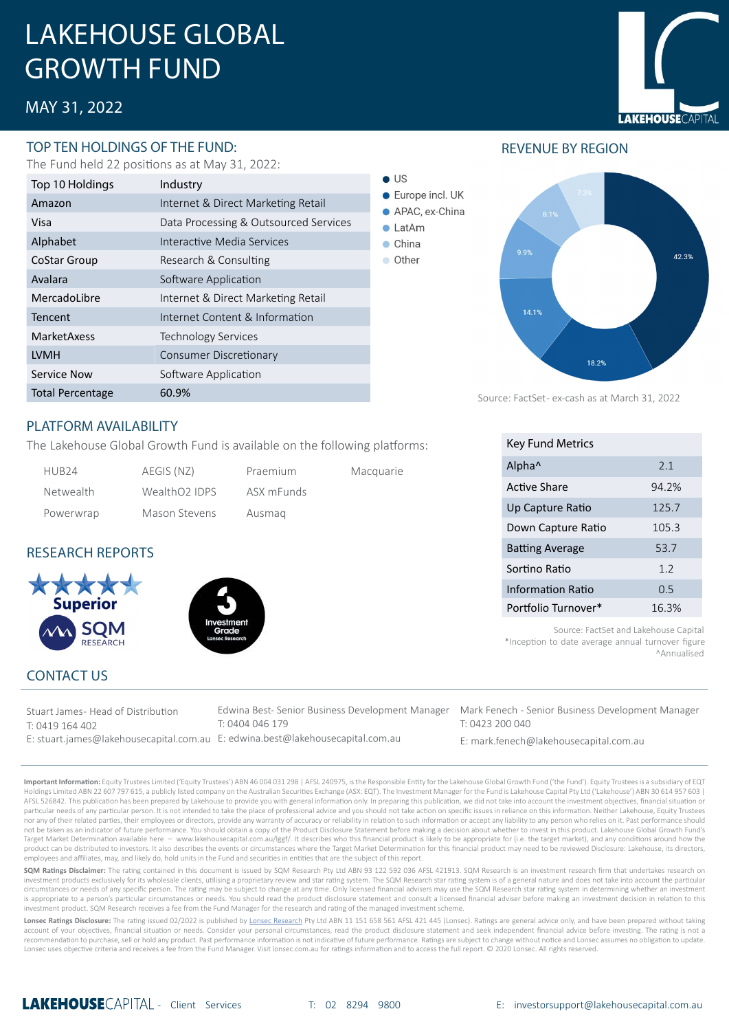# LAKEHOUSE GLOBAL GROWTH FUND

MAY 31, 2022

## TOP TEN HOLDINGS OF THE FUND:

The Fund held 22 positions as at May 31, 2022:

| Top 10 Holdings | Industry |
|---|---|
| Amazon | Internet & Direct Marketing Retail |
| Visa | Data Processing & Outsourced Services |
| Alphabet | Interactive Media Services |
| CoStar Group | Research & Consulting |
| Avalara | Software Application |
| MercadoLibre | Internet & Direct Marketing Retail |
| Tencent | Internet Content & Information |
| MarketAxess | Technology Services |
| LVMH | Consumer Discretionary |
| Service Now | Software Application |
| Total Percentage | 60.9% |

## REVENUE BY REGION

US
Europe incl. UK
APAC, ex-China
LatAm
China
Other

42.3%
18.2%
14.1%
9.9%
8.1%
7.3%

Source: FactSet- ex-cash as at March 31, 2022

## PLATFORM AVAILABILITY

The Lakehouse Global Growth Fund is available on the following platforms:

HUB24, AEGIS (NZ), Praemium, Macquarie, Netwealth, WealthO2 IDPS, ASX mFunds, Powerwrap, Mason Stevens, Ausmaq

| Key Fund Metrics | |
|---|---|
| Alpha^ | 2.1 |
| Active Share | 94.2% |
| Up Capture Ratio | 125.7 |
| Down Capture Ratio | 105.3 |
| Batting Average | 53.7 |
| Sortino Ratio | 1.2 |
| Information Ratio | 0.5 |
| Portfolio Turnover* | 16.3% |

Source: FactSet and Lakehouse Capital
*Inception to date average annual turnover figure
^Annualised

## RESEARCH REPORTS

Superior SQM RESEARCH

Investment Grade Lonsec Research

## CONTACT US

Stuart James- Head of Distribution
T: 0419 164 402
E: stuart.james@lakehousecapital.com.au

Edwina Best- Senior Business Development Manager
T: 0404 046 179
E: edwina.best@lakehousecapital.com.au

Mark Fenech - Senior Business Development Manager
T: 0423 200 040
E: mark.fenech@lakehousecapital.com.au

**Important Information:** Equity Trustees Limited ('Equity Trustees') ABN 46 004 031 298 | AFSL 240975, is the Responsible Entity for the Lakehouse Global Growth Fund ('the Fund'). Equity Trustees is a subsidiary of EQT Holdings Limited ABN 22 607 797 615, a publicly listed company on the Australian Securities Exchange (ASX: EQT). The Investment Manager for the Fund is Lakehouse Capital Pty Ltd ('Lakehouse') ABN 30 614 957 603 | AFSL 526842. This publication has been prepared by Lakehouse to provide you with general information only. In preparing this publication, we did not take into account the investment objectives, financial situation or particular needs of any particular person. It is not intended to take the place of professional advice and you should not take action on specific issues in reliance on this information. Neither Lakehouse, Equity Trustees nor any of their related parties, their employees or directors, provide any warranty of accuracy or reliability in relation to such information or accept any liability to any person who relies on it. Past performance should not be taken as an indicator of future performance. You should obtain a copy of the Product Disclosure Statement before making a decision about whether to invest in this product. Lakehouse Global Growth Fund's Target Market Determination available here – www.lakehousecapital.com.au/lggf/. It describes who this financial product is likely to be appropriate for (i.e. the target market), and any conditions around how the product can be distributed to investors. It also describes the events or circumstances where the Target Market Determination for this financial product may need to be reviewed Disclosure: Lakehouse, its directors, employees and affiliates, may, and likely do, hold units in the Fund and securities in entities that are the subject of this report.

**SQM Ratings Disclaimer:** The rating contained in this document is issued by SQM Research Pty Ltd ABN 93 122 592 036 AFSL 421913. SQM Research is an investment research firm that undertakes research on investment products exclusively for its wholesale clients, utilising a proprietary review and star rating system. The SQM Research star rating system is of a general nature and does not take into account the particular circumstances or needs of any specific person. The rating may be subject to change at any time. Only licensed financial advisers may use the SQM Research star rating system in determining whether an investment is appropriate to a person's particular circumstances or needs. You should read the product disclosure statement and consult a licensed financial adviser before making an investment decision in relation to this investment product. SQM Research receives a fee from the Fund Manager for the research and rating of the managed investment scheme.

**Lonsec Ratings Disclosure:** The rating issued 02/2022 is published by Lonsec Research Pty Ltd ABN 11 151 658 561 AFSL 421 445 (Lonsec). Ratings are general advice only, and have been prepared without taking account of your objectives, financial situation or needs. Consider your personal circumstances, read the product disclosure statement and seek independent financial advice before investing. The rating is not a recommendation to purchase, sell or hold any product. Past performance information is not indicative of future performance. Ratings are subject to change without notice and Lonsec assumes no obligation to update. Lonsec uses objective criteria and receives a fee from the Fund Manager. Visit lonsec.com.au for ratings information and to access the full report. © 2020 Lonsec. All rights reserved.

LAKEHOUSECAPITAL - Client Services T: 02 8294 9800 E: investorsupport@lakehousecapital.com.au